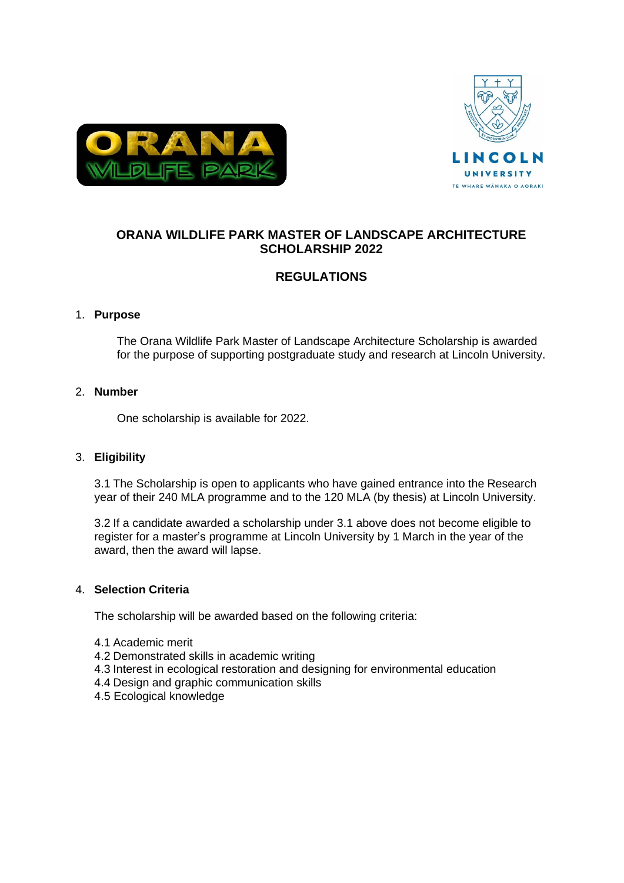# ORANA WILDLIFE PARK MASTER OF LANDSCAPE ARCHITECTURE SCHOLARSHIP 2022

## REGULATIONS

1. **Purpose**

   The Orana Wildlife Park Master of Landscape Architecture Scholarship is awarded for the purpose of supporting postgraduate study and research at Lincoln University.

2. **Number**

   One scholarship is available for 2022.

3. **Eligibility**

   3.1 The Scholarship is open to applicants who have gained entrance into the Research year of their 240 MLA programme and to the 120 MLA (by thesis) at Lincoln University.

   3.2 If a candidate awarded a scholarship under 3.1 above does not become eligible to register for a master's programme at Lincoln University by 1 March in the year of the award, then the award will lapse.

4. **Selection Criteria**

   The scholarship will be awarded based on the following criteria:

   4.1 Academic merit
   4.2 Demonstrated skills in academic writing
   4.3 Interest in ecological restoration and designing for environmental education
   4.4 Design and graphic communication skills
   4.5 Ecological knowledge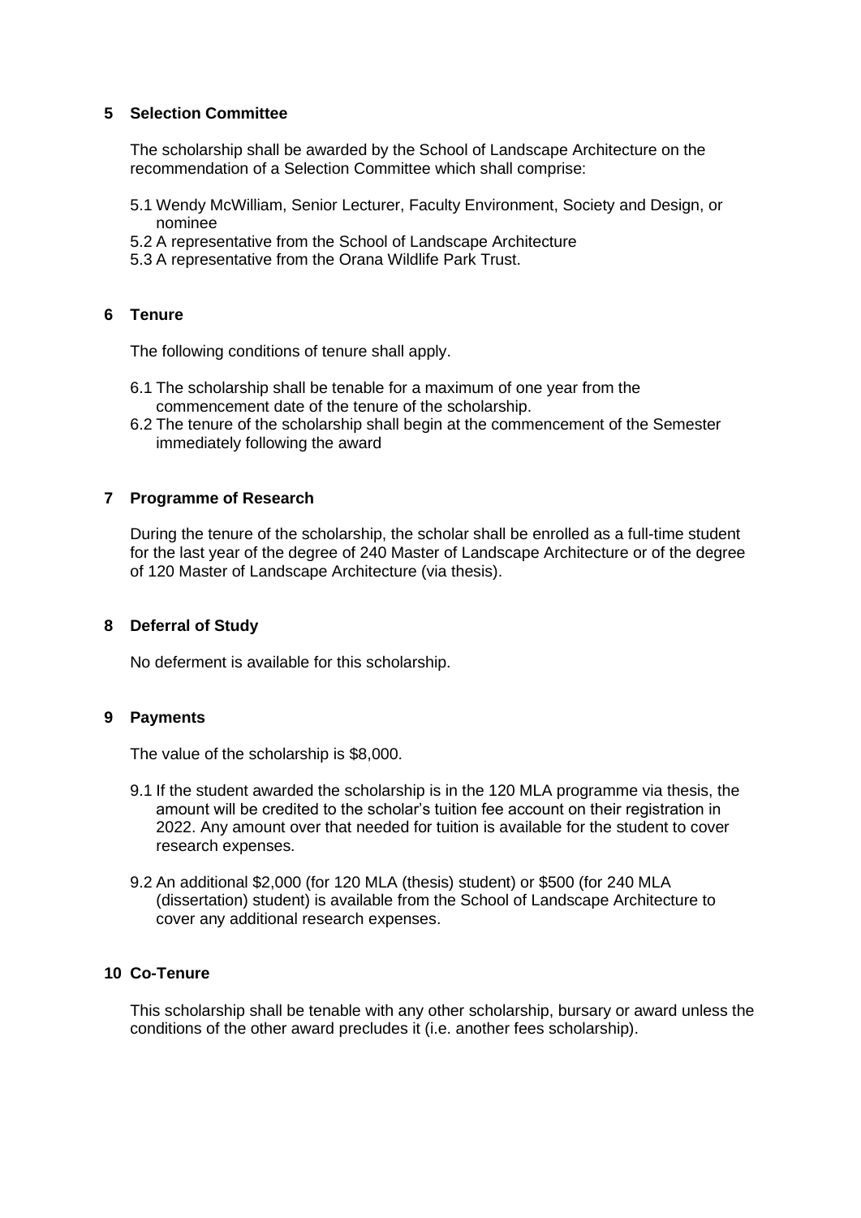## 5 Selection Committee

The scholarship shall be awarded by the School of Landscape Architecture on the recommendation of a Selection Committee which shall comprise:

5.1 Wendy McWilliam, Senior Lecturer, Faculty Environment, Society and Design, or nominee
5.2 A representative from the School of Landscape Architecture
5.3 A representative from the Orana Wildlife Park Trust.

## 6 Tenure

The following conditions of tenure shall apply.

6.1 The scholarship shall be tenable for a maximum of one year from the commencement date of the tenure of the scholarship.
6.2 The tenure of the scholarship shall begin at the commencement of the Semester immediately following the award

## 7 Programme of Research

During the tenure of the scholarship, the scholar shall be enrolled as a full-time student for the last year of the degree of 240 Master of Landscape Architecture or of the degree of 120 Master of Landscape Architecture (via thesis).

## 8 Deferral of Study

No deferment is available for this scholarship.

## 9 Payments

The value of the scholarship is $8,000.

9.1 If the student awarded the scholarship is in the 120 MLA programme via thesis, the amount will be credited to the scholar's tuition fee account on their registration in 2022. Any amount over that needed for tuition is available for the student to cover research expenses.

9.2 An additional $2,000 (for 120 MLA (thesis) student) or $500 (for 240 MLA (dissertation) student) is available from the School of Landscape Architecture to cover any additional research expenses.

## 10 Co-Tenure

This scholarship shall be tenable with any other scholarship, bursary or award unless the conditions of the other award precludes it (i.e. another fees scholarship).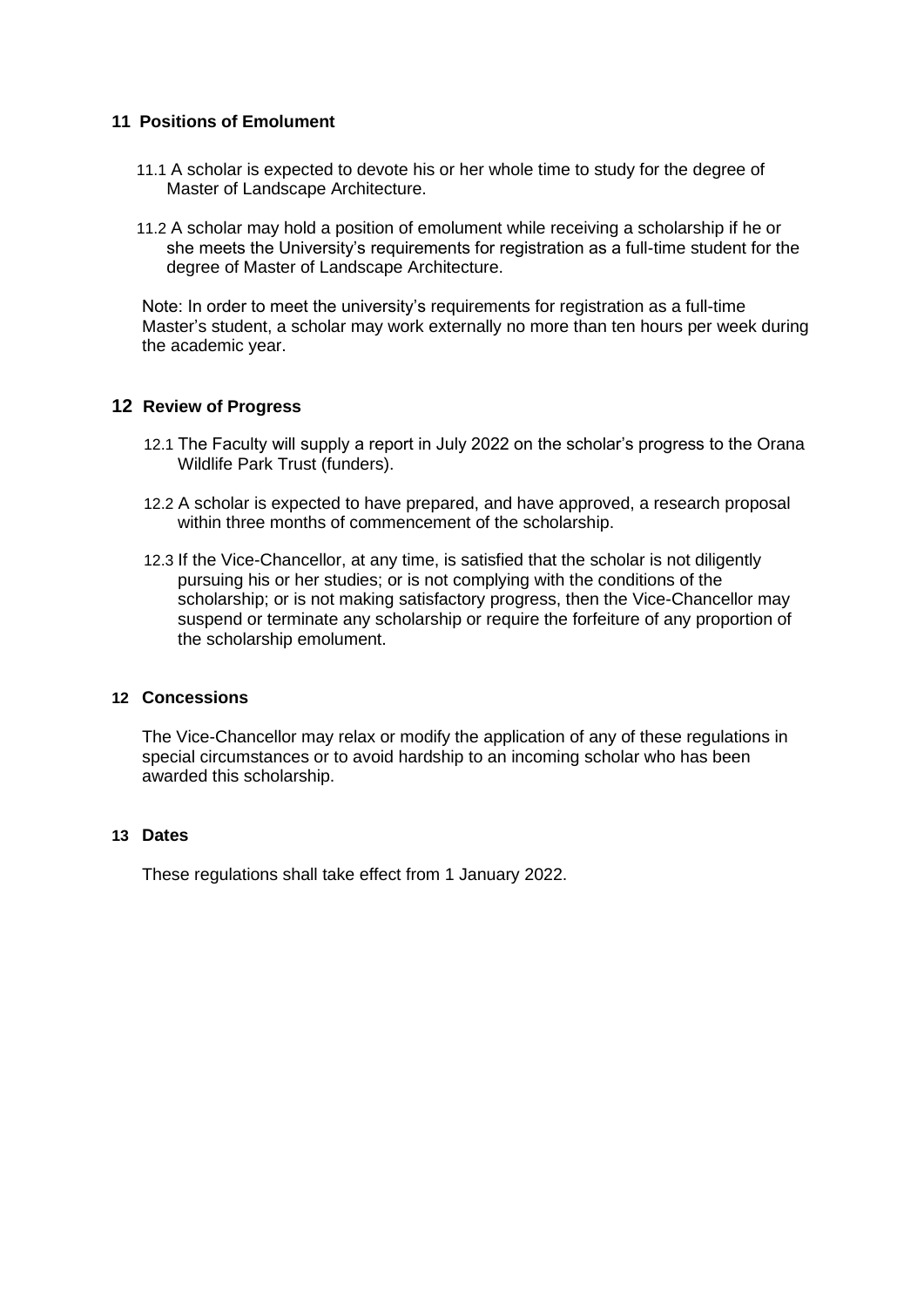## 11 Positions of Emolument

11.1 A scholar is expected to devote his or her whole time to study for the degree of Master of Landscape Architecture.

11.2 A scholar may hold a position of emolument while receiving a scholarship if he or she meets the University's requirements for registration as a full-time student for the degree of Master of Landscape Architecture.

Note: In order to meet the university's requirements for registration as a full-time Master's student, a scholar may work externally no more than ten hours per week during the academic year.

## 12 Review of Progress

12.1 The Faculty will supply a report in July 2022 on the scholar's progress to the Orana Wildlife Park Trust (funders).

12.2 A scholar is expected to have prepared, and have approved, a research proposal within three months of commencement of the scholarship.

12.3 If the Vice-Chancellor, at any time, is satisfied that the scholar is not diligently pursuing his or her studies; or is not complying with the conditions of the scholarship; or is not making satisfactory progress, then the Vice-Chancellor may suspend or terminate any scholarship or require the forfeiture of any proportion of the scholarship emolument.

## 12 Concessions

The Vice-Chancellor may relax or modify the application of any of these regulations in special circumstances or to avoid hardship to an incoming scholar who has been awarded this scholarship.

## 13 Dates

These regulations shall take effect from 1 January 2022.